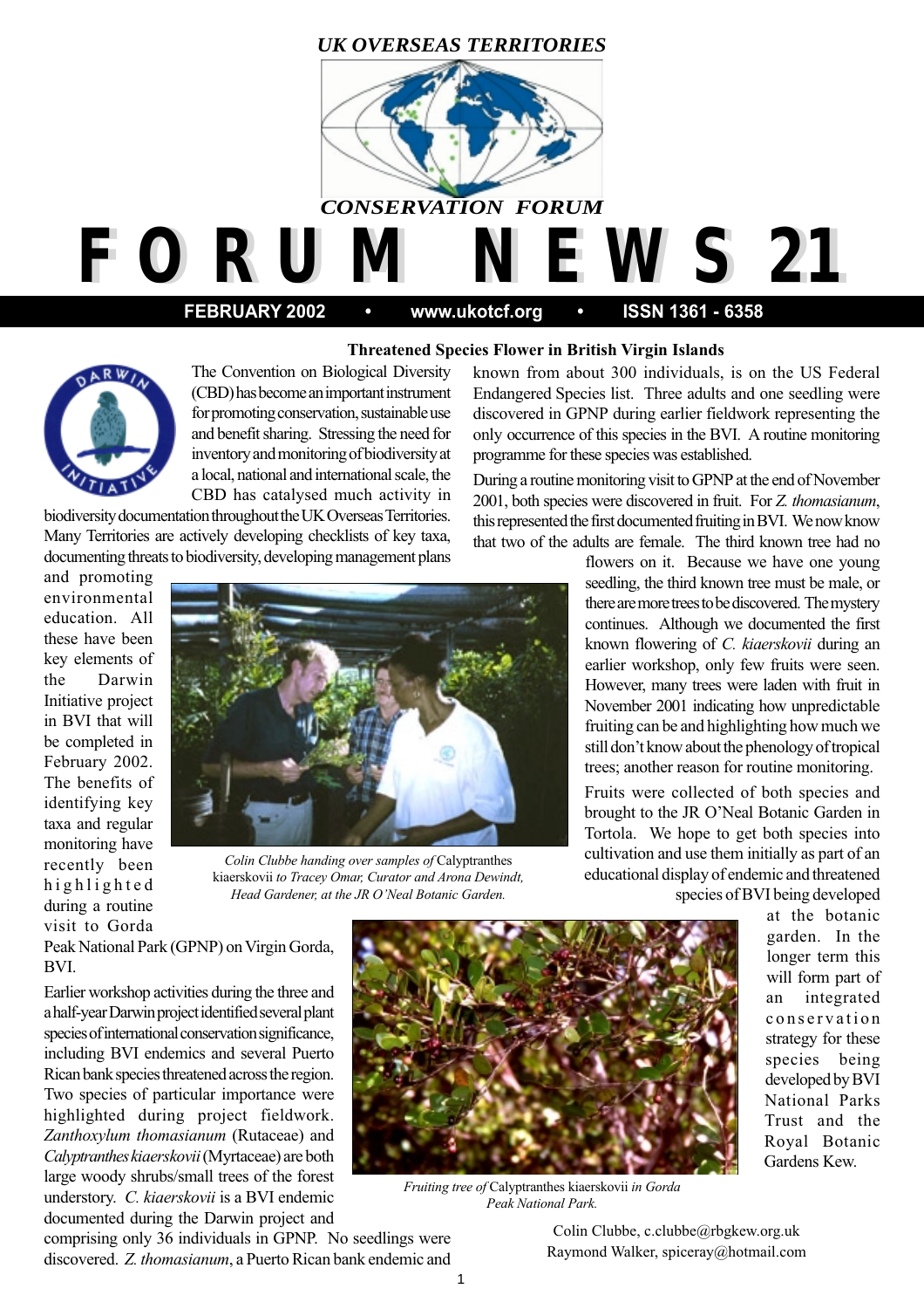*UK OVERSEAS TERRITORIES*

*CONSERVATION FORUM*

# FORUM NEWS 21

**FEBRUARY 2002 • www.ukotcf.org • ISSN 1361 - 6358**

## Threatened Species Flower in British Virgin Islands

The Convention on Biological Diversity (CBD) has become an important instrument for promoting conservation, sustainable use and benefit sharing. Stressing the need for inventory and monitoring of biodiversity at a local, national and international scale, the CBD has catalysed much activity in biodiversity documentation throughout the UK Overseas Territories. Many Territories are actively developing checklists of key taxa, documenting threats to biodiversity, developing management plans and promoting environmental education. All these have been key elements of the Darwin Initiative project in BVI that will be completed in February 2002. The benefits of identifying key taxa and regular monitoring have recently been highlighted during a routine visit to Gorda Peak National Park (GPNP) on Virgin Gorda, BVI.

*Colin Clubbe handing over samples of* Calyptranthes kiaerskovii *to Tracey Omar, Curator and Arona Dewindt, Head Gardener, at the JR O'Neal Botanic Garden.*

Earlier workshop activities during the three and a half-year Darwin project identified several plant species of international conservation significance, including BVI endemics and several Puerto Rican bank species threatened across the region. Two species of particular importance were highlighted during project fieldwork. *Zanthoxylum thomasianum* (Rutaceae) and *Calyptranthes kiaerskovii* (Myrtaceae) are both large woody shrubs/small trees of the forest understory. *C. kiaerskovii* is a BVI endemic documented during the Darwin project and comprising only 36 individuals in GPNP. No seedlings were discovered. *Z. thomasianum*, a Puerto Rican bank endemic and known from about 300 individuals, is on the US Federal Endangered Species list. Three adults and one seedling were discovered in GPNP during earlier fieldwork representing the only occurrence of this species in the BVI. A routine monitoring programme for these species was established.

During a routine monitoring visit to GPNP at the end of November 2001, both species were discovered in fruit. For *Z. thomasianum*, this represented the first documented fruiting in BVI. We now know that two of the adults are female. The third known tree had no flowers on it. Because we have one young seedling, the third known tree must be male, or there are more trees to be discovered. The mystery continues. Although we documented the first known flowering of *C. kiaerskovii* during an earlier workshop, only few fruits were seen. However, many trees were laden with fruit in November 2001 indicating how unpredictable fruiting can be and highlighting how much we still don't know about the phenology of tropical trees; another reason for routine monitoring.

*Fruiting tree of* Calyptranthes kiaerskovii *in Gorda Peak National Park.*

Fruits were collected of both species and brought to the JR O'Neal Botanic Garden in Tortola. We hope to get both species into cultivation and use them initially as part of an educational display of endemic and threatened species of BVI being developed at the botanic garden. In the longer term this will form part of an integrated conservation strategy for these species being developed by BVI National Parks Trust and the Royal Botanic Gardens Kew.

Colin Clubbe, c.clubbe@rbgkew.org.uk
Raymond Walker, spiceray@hotmail.com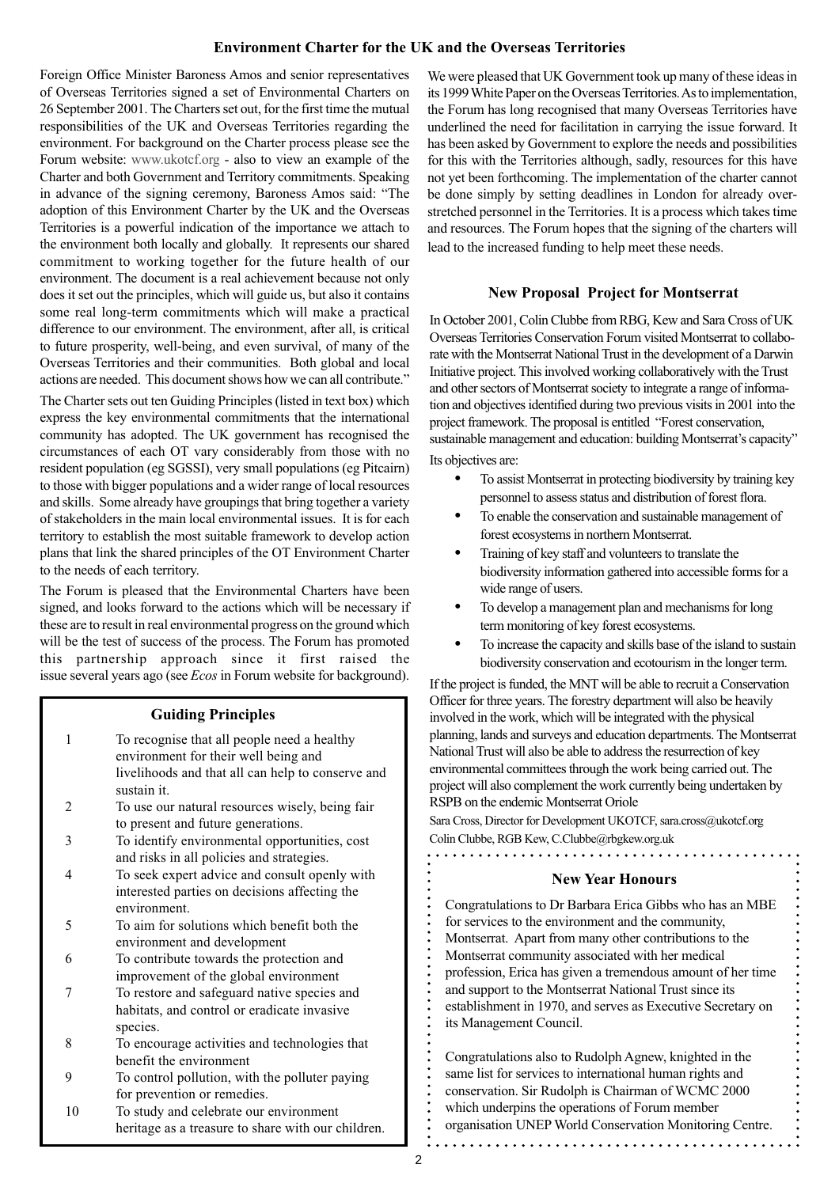## Environment Charter for the UK and the Overseas Territories

Foreign Office Minister Baroness Amos and senior representatives of Overseas Territories signed a set of Environmental Charters on 26 September 2001. The Charters set out, for the first time the mutual responsibilities of the UK and Overseas Territories regarding the environment. For background on the Charter process please see the Forum website: www.ukotcf.org - also to view an example of the Charter and both Government and Territory commitments. Speaking in advance of the signing ceremony, Baroness Amos said: "The adoption of this Environment Charter by the UK and the Overseas Territories is a powerful indication of the importance we attach to the environment both locally and globally. It represents our shared commitment to working together for the future health of our environment. The document is a real achievement because not only does it set out the principles, which will guide us, but also it contains some real long-term commitments which will make a practical difference to our environment. The environment, after all, is critical to future prosperity, well-being, and even survival, of many of the Overseas Territories and their communities. Both global and local actions are needed. This document shows how we can all contribute."

The Charter sets out ten Guiding Principles (listed in text box) which express the key environmental commitments that the international community has adopted. The UK government has recognised the circumstances of each OT vary considerably from those with no resident population (eg SGSSI), very small populations (eg Pitcairn) to those with bigger populations and a wider range of local resources and skills. Some already have groupings that bring together a variety of stakeholders in the main local environmental issues. It is for each territory to establish the most suitable framework to develop action plans that link the shared principles of the OT Environment Charter to the needs of each territory.

The Forum is pleased that the Environmental Charters have been signed, and looks forward to the actions which will be necessary if these are to result in real environmental progress on the ground which will be the test of success of the process. The Forum has promoted this partnership approach since it first raised the issue several years ago (see *Ecos* in Forum website for background).

### Guiding Principles

1. To recognise that all people need a healthy environment for their well being and livelihoods and that all can help to conserve and sustain it.
2. To use our natural resources wisely, being fair to present and future generations.
3. To identify environmental opportunities, cost and risks in all policies and strategies.
4. To seek expert advice and consult openly with interested parties on decisions affecting the environment.
5. To aim for solutions which benefit both the environment and development
6. To contribute towards the protection and improvement of the global environment
7. To restore and safeguard native species and habitats, and control or eradicate invasive species.
8. To encourage activities and technologies that benefit the environment
9. To control pollution, with the polluter paying for prevention or remedies.
10. To study and celebrate our environment heritage as a treasure to share with our children.

We were pleased that UK Government took up many of these ideas in its 1999 White Paper on the Overseas Territories. As to implementation, the Forum has long recognised that many Overseas Territories have underlined the need for facilitation in carrying the issue forward. It has been asked by Government to explore the needs and possibilities for this with the Territories although, sadly, resources for this have not yet been forthcoming. The implementation of the charter cannot be done simply by setting deadlines in London for already over-stretched personnel in the Territories. It is a process which takes time and resources. The Forum hopes that the signing of the charters will lead to the increased funding to help meet these needs.

## New Proposal Project for Montserrat

In October 2001, Colin Clubbe from RBG, Kew and Sara Cross of UK Overseas Territories Conservation Forum visited Montserrat to collaborate with the Montserrat National Trust in the development of a Darwin Initiative project. This involved working collaboratively with the Trust and other sectors of Montserrat society to integrate a range of information and objectives identified during two previous visits in 2001 into the project framework. The proposal is entitled "Forest conservation, sustainable management and education: building Montserrat's capacity"

Its objectives are:

- To assist Montserrat in protecting biodiversity by training key personnel to assess status and distribution of forest flora.
- To enable the conservation and sustainable management of forest ecosystems in northern Montserrat.
- Training of key staff and volunteers to translate the biodiversity information gathered into accessible forms for a wide range of users.
- To develop a management plan and mechanisms for long term monitoring of key forest ecosystems.
- To increase the capacity and skills base of the island to sustain biodiversity conservation and ecotourism in the longer term.

If the project is funded, the MNT will be able to recruit a Conservation Officer for three years. The forestry department will also be heavily involved in the work, which will be integrated with the physical planning, lands and surveys and education departments. The Montserrat National Trust will also be able to address the resurrection of key environmental committees through the work being carried out. The project will also complement the work currently being undertaken by RSPB on the endemic Montserrat Oriole

Sara Cross, Director for Development UKOTCF, sara.cross@ukotcf.org
Colin Clubbe, RGB Kew, C.Clubbe@rbgkew.org.uk

## New Year Honours

Congratulations to Dr Barbara Erica Gibbs who has an MBE for services to the environment and the community, Montserrat. Apart from many other contributions to the Montserrat community associated with her medical profession, Erica has given a tremendous amount of her time and support to the Montserrat National Trust since its establishment in 1970, and serves as Executive Secretary on its Management Council.

Congratulations also to Rudolph Agnew, knighted in the same list for services to international human rights and conservation. Sir Rudolph is Chairman of WCMC 2000 which underpins the operations of Forum member organisation UNEP World Conservation Monitoring Centre.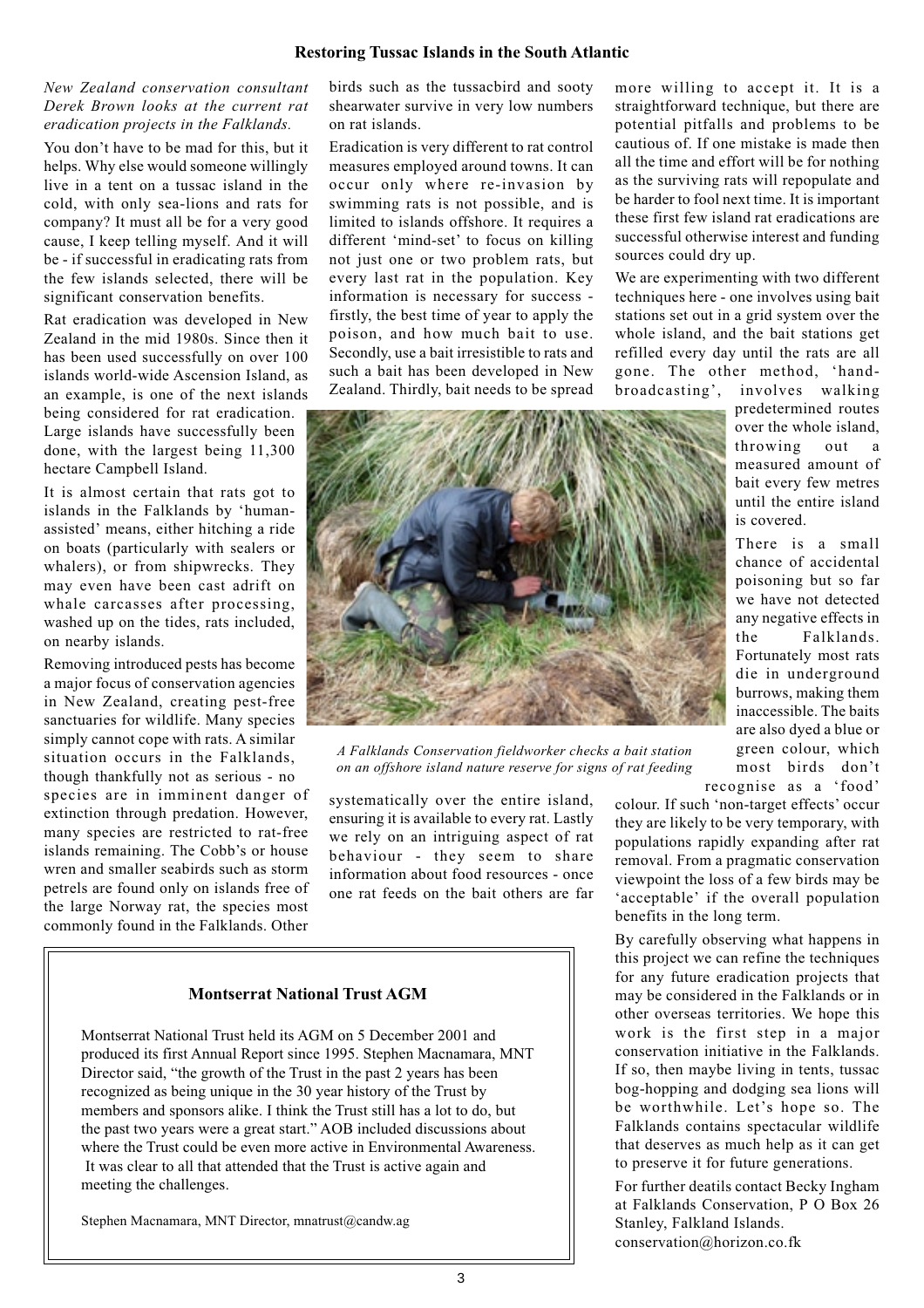## Restoring Tussac Islands in the South Atlantic

*New Zealand conservation consultant Derek Brown looks at the current rat eradication projects in the Falklands.*

You don't have to be mad for this, but it helps. Why else would someone willingly live in a tent on a tussac island in the cold, with only sea-lions and rats for company? It must all be for a very good cause, I keep telling myself. And it will be - if successful in eradicating rats from the few islands selected, there will be significant conservation benefits.

Rat eradication was developed in New Zealand in the mid 1980s. Since then it has been used successfully on over 100 islands world-wide Ascension Island, as an example, is one of the next islands being considered for rat eradication. Large islands have successfully been done, with the largest being 11,300 hectare Campbell Island.

It is almost certain that rats got to islands in the Falklands by 'human-assisted' means, either hitching a ride on boats (particularly with sealers or whalers), or from shipwrecks. They may even have been cast adrift on whale carcasses after processing, washed up on the tides, rats included, on nearby islands.

Removing introduced pests has become a major focus of conservation agencies in New Zealand, creating pest-free sanctuaries for wildlife. Many species simply cannot cope with rats. A similar situation occurs in the Falklands, though thankfully not as serious - no species are in imminent danger of extinction through predation. However, many species are restricted to rat-free islands remaining. The Cobb's or house wren and smaller seabirds such as storm petrels are found only on islands free of the large Norway rat, the species most commonly found in the Falklands. Other birds such as the tussacbird and sooty shearwater survive in very low numbers on rat islands.

Eradication is very different to rat control measures employed around towns. It can occur only where re-invasion by swimming rats is not possible, and is limited to islands offshore. It requires a different 'mind-set' to focus on killing not just one or two problem rats, but every last rat in the population. Key information is necessary for success - firstly, the best time of year to apply the poison, and how much bait to use. Secondly, use a bait irresistible to rats and such a bait has been developed in New Zealand. Thirdly, bait needs to be spread systematically over the entire island, ensuring it is available to every rat. Lastly we rely on an intriguing aspect of rat behaviour - they seem to share information about food resources - once one rat feeds on the bait others are far more willing to accept it. It is a straightforward technique, but there are potential pitfalls and problems to be cautious of. If one mistake is made then all the time and effort will be for nothing as the surviving rats will repopulate and be harder to fool next time. It is important these first few island rat eradications are successful otherwise interest and funding sources could dry up.

*A Falklands Conservation fieldworker checks a bait station on an offshore island nature reserve for signs of rat feeding*

We are experimenting with two different techniques here - one involves using bait stations set out in a grid system over the whole island, and the bait stations get refilled every day until the rats are all gone. The other method, 'hand-broadcasting', involves walking predetermined routes over the whole island, throwing out a measured amount of bait every few metres until the entire island is covered.

There is a small chance of accidental poisoning but so far we have not detected any negative effects in the Falklands. Fortunately most rats die in underground burrows, making them inaccessible. The baits are also dyed a blue or green colour, which most birds don't recognise as a 'food' colour. If such 'non-target effects' occur they are likely to be very temporary, with populations rapidly expanding after rat removal. From a pragmatic conservation viewpoint the loss of a few birds may be 'acceptable' if the overall population benefits in the long term.

By carefully observing what happens in this project we can refine the techniques for any future eradication projects that may be considered in the Falklands or in other overseas territories. We hope this work is the first step in a major conservation initiative in the Falklands. If so, then maybe living in tents, tussac bog-hopping and dodging sea lions will be worthwhile. Let's hope so. The Falklands contains spectacular wildlife that deserves as much help as it can get to preserve it for future generations.

For further deatils contact Becky Ingham at Falklands Conservation, P O Box 26 Stanley, Falkland Islands. conservation@horizon.co.fk

### Montserrat National Trust AGM

Montserrat National Trust held its AGM on 5 December 2001 and produced its first Annual Report since 1995. Stephen Macnamara, MNT Director said, "the growth of the Trust in the past 2 years has been recognized as being unique in the 30 year history of the Trust by members and sponsors alike. I think the Trust still has a lot to do, but the past two years were a great start." AOB included discussions about where the Trust could be even more active in Environmental Awareness. It was clear to all that attended that the Trust is active again and meeting the challenges.

Stephen Macnamara, MNT Director, mnatrust@candw.ag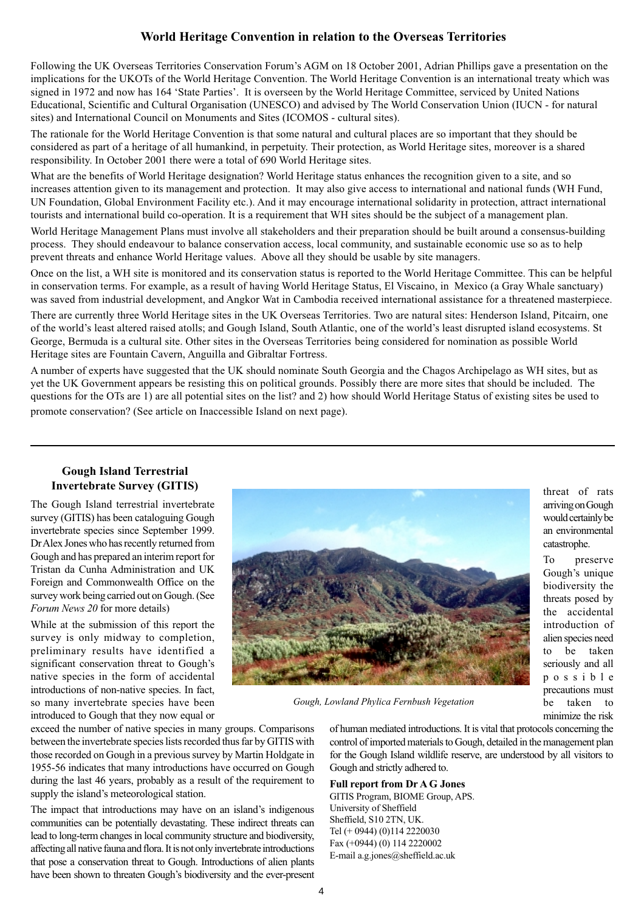## World Heritage Convention in relation to the Overseas Territories

Following the UK Overseas Territories Conservation Forum's AGM on 18 October 2001, Adrian Phillips gave a presentation on the implications for the UKOTs of the World Heritage Convention. The World Heritage Convention is an international treaty which was signed in 1972 and now has 164 'State Parties'. It is overseen by the World Heritage Committee, serviced by United Nations Educational, Scientific and Cultural Organisation (UNESCO) and advised by The World Conservation Union (IUCN - for natural sites) and International Council on Monuments and Sites (ICOMOS - cultural sites).

The rationale for the World Heritage Convention is that some natural and cultural places are so important that they should be considered as part of a heritage of all humankind, in perpetuity. Their protection, as World Heritage sites, moreover is a shared responsibility. In October 2001 there were a total of 690 World Heritage sites.

What are the benefits of World Heritage designation? World Heritage status enhances the recognition given to a site, and so increases attention given to its management and protection. It may also give access to international and national funds (WH Fund, UN Foundation, Global Environment Facility etc.). And it may encourage international solidarity in protection, attract international tourists and international build co-operation. It is a requirement that WH sites should be the subject of a management plan.

World Heritage Management Plans must involve all stakeholders and their preparation should be built around a consensus-building process. They should endeavour to balance conservation access, local community, and sustainable economic use so as to help prevent threats and enhance World Heritage values. Above all they should be usable by site managers.

Once on the list, a WH site is monitored and its conservation status is reported to the World Heritage Committee. This can be helpful in conservation terms. For example, as a result of having World Heritage Status, El Viscaino, in Mexico (a Gray Whale sanctuary) was saved from industrial development, and Angkor Wat in Cambodia received international assistance for a threatened masterpiece.

There are currently three World Heritage sites in the UK Overseas Territories. Two are natural sites: Henderson Island, Pitcairn, one of the world's least altered raised atolls; and Gough Island, South Atlantic, one of the world's least disrupted island ecosystems. St George, Bermuda is a cultural site. Other sites in the Overseas Territories being considered for nomination as possible World Heritage sites are Fountain Cavern, Anguilla and Gibraltar Fortress.

A number of experts have suggested that the UK should nominate South Georgia and the Chagos Archipelago as WH sites, but as yet the UK Government appears be resisting this on political grounds. Possibly there are more sites that should be included. The questions for the OTs are 1) are all potential sites on the list? and 2) how should World Heritage Status of existing sites be used to promote conservation? (See article on Inaccessible Island on next page).

---

## Gough Island Terrestrial Invertebrate Survey (GITIS)

The Gough Island terrestrial invertebrate survey (GITIS) has been cataloguing Gough invertebrate species since September 1999. Dr Alex Jones who has recently returned from Gough and has prepared an interim report for Tristan da Cunha Administration and UK Foreign and Commonwealth Office on the survey work being carried out on Gough. (See *Forum News 20* for more details)

While at the submission of this report the survey is only midway to completion, preliminary results have identified a significant conservation threat to Gough's native species in the form of accidental introductions of non-native species. In fact, so many invertebrate species have been introduced to Gough that they now equal or exceed the number of native species in many groups. Comparisons between the invertebrate species lists recorded thus far by GITIS with those recorded on Gough in a previous survey by Martin Holdgate in 1955-56 indicates that many introductions have occurred on Gough during the last 46 years, probably as a result of the requirement to supply the island's meteorological station.

The impact that introductions may have on an island's indigenous communities can be potentially devastating. These indirect threats can lead to long-term changes in local community structure and biodiversity, affecting all native fauna and flora. It is not only invertebrate introductions that pose a conservation threat to Gough. Introductions of alien plants have been shown to threaten Gough's biodiversity and the ever-present threat of rats arriving on Gough would certainly be an environmental catastrophe.

*Gough, Lowland Phylica Fernbush Vegetation*

To preserve Gough's unique biodiversity the threats posed by the accidental introduction of alien species need to be taken seriously and all possible precautions must be taken to minimize the risk of human mediated introductions. It is vital that protocols concerning the control of imported materials to Gough, detailed in the management plan for the Gough Island wildlife reserve, are understood by all visitors to Gough and strictly adhered to.

**Full report from Dr A G Jones**
GITIS Program, BIOME Group, APS.
University of Sheffield
Sheffield, S10 2TN, UK.
Tel (+ 0944) (0)114 2220030
Fax (+0944) (0) 114 2220002
E-mail a.g.jones@sheffield.ac.uk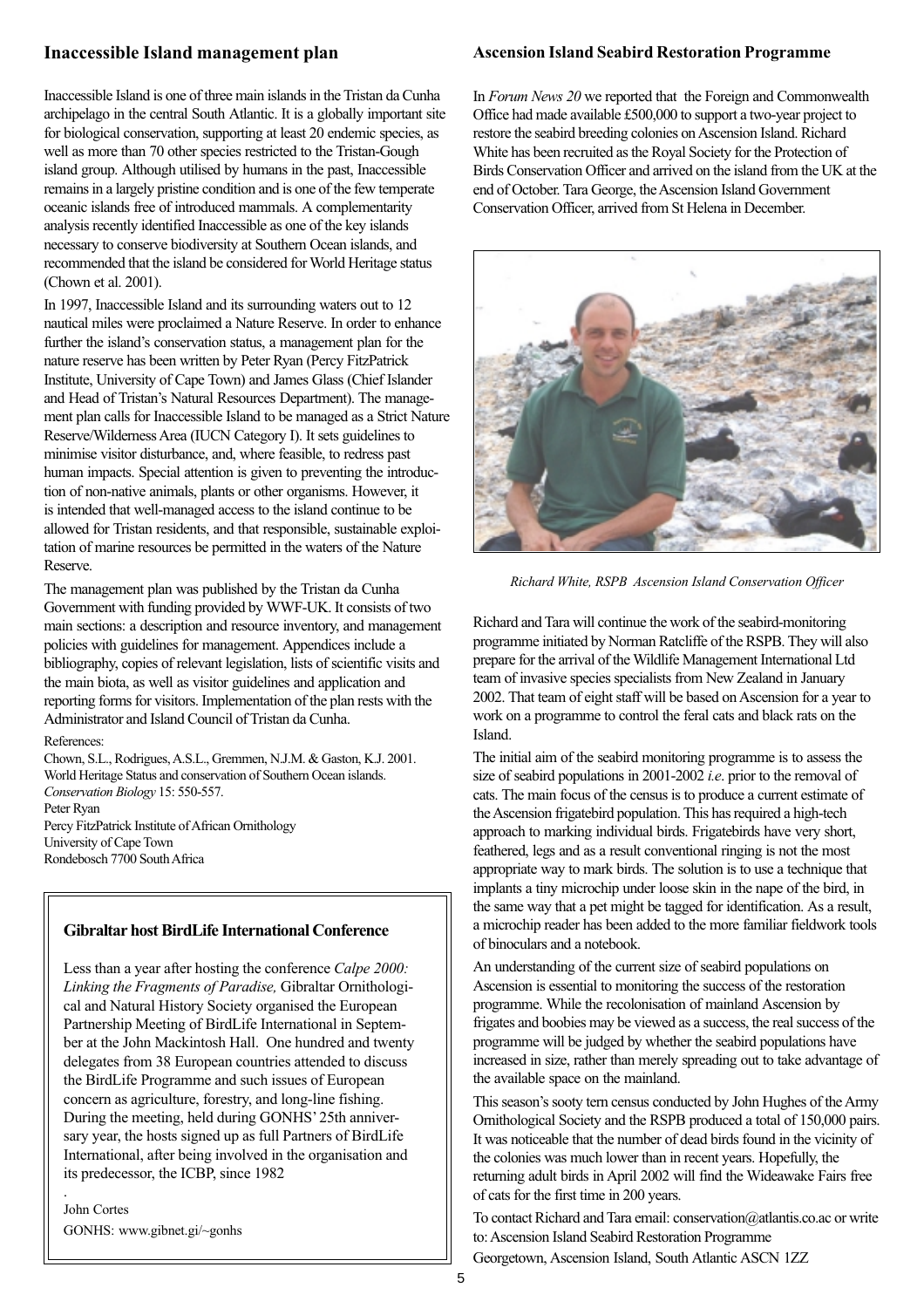## Inaccessible Island management plan

Inaccessible Island is one of three main islands in the Tristan da Cunha archipelago in the central South Atlantic. It is a globally important site for biological conservation, supporting at least 20 endemic species, as well as more than 70 other species restricted to the Tristan-Gough island group. Although utilised by humans in the past, Inaccessible remains in a largely pristine condition and is one of the few temperate oceanic islands free of introduced mammals. A complementarity analysis recently identified Inaccessible as one of the key islands necessary to conserve biodiversity at Southern Ocean islands, and recommended that the island be considered for World Heritage status (Chown et al. 2001).

In 1997, Inaccessible Island and its surrounding waters out to 12 nautical miles were proclaimed a Nature Reserve. In order to enhance further the island's conservation status, a management plan for the nature reserve has been written by Peter Ryan (Percy FitzPatrick Institute, University of Cape Town) and James Glass (Chief Islander and Head of Tristan's Natural Resources Department). The management plan calls for Inaccessible Island to be managed as a Strict Nature Reserve/Wilderness Area (IUCN Category I). It sets guidelines to minimise visitor disturbance, and, where feasible, to redress past human impacts. Special attention is given to preventing the introduction of non-native animals, plants or other organisms. However, it is intended that well-managed access to the island continue to be allowed for Tristan residents, and that responsible, sustainable exploitation of marine resources be permitted in the waters of the Nature Reserve.

The management plan was published by the Tristan da Cunha Government with funding provided by WWF-UK. It consists of two main sections: a description and resource inventory, and management policies with guidelines for management. Appendices include a bibliography, copies of relevant legislation, lists of scientific visits and the main biota, as well as visitor guidelines and application and reporting forms for visitors. Implementation of the plan rests with the Administrator and Island Council of Tristan da Cunha.

References:

Chown, S.L., Rodrigues, A.S.L., Gremmen, N.J.M. & Gaston, K.J. 2001. World Heritage Status and conservation of Southern Ocean islands. *Conservation Biology* 15: 550-557.

Peter Ryan
Percy FitzPatrick Institute of African Ornithology
University of Cape Town
Rondebosch 7700 South Africa

### Gibraltar host BirdLife International Conference

Less than a year after hosting the conference *Calpe 2000: Linking the Fragments of Paradise,* Gibraltar Ornithological and Natural History Society organised the European Partnership Meeting of BirdLife International in September at the John Mackintosh Hall. One hundred and twenty delegates from 38 European countries attended to discuss the BirdLife Programme and such issues of European concern as agriculture, forestry, and long-line fishing. During the meeting, held during GONHS' 25th anniversary year, the hosts signed up as full Partners of BirdLife International, after being involved in the organisation and its predecessor, the ICBP, since 1982

.

John Cortes
GONHS: www.gibnet.gi/~gonhs

## Ascension Island Seabird Restoration Programme

In *Forum News 20* we reported that the Foreign and Commonwealth Office had made available £500,000 to support a two-year project to restore the seabird breeding colonies on Ascension Island. Richard White has been recruited as the Royal Society for the Protection of Birds Conservation Officer and arrived on the island from the UK at the end of October. Tara George, the Ascension Island Government Conservation Officer, arrived from St Helena in December.

*Richard White, RSPB Ascension Island Conservation Officer*

Richard and Tara will continue the work of the seabird-monitoring programme initiated by Norman Ratcliffe of the RSPB. They will also prepare for the arrival of the Wildlife Management International Ltd team of invasive species specialists from New Zealand in January 2002. That team of eight staff will be based on Ascension for a year to work on a programme to control the feral cats and black rats on the Island.

The initial aim of the seabird monitoring programme is to assess the size of seabird populations in 2001-2002 *i.e.* prior to the removal of cats. The main focus of the census is to produce a current estimate of the Ascension frigatebird population. This has required a high-tech approach to marking individual birds. Frigatebirds have very short, feathered, legs and as a result conventional ringing is not the most appropriate way to mark birds. The solution is to use a technique that implants a tiny microchip under loose skin in the nape of the bird, in the same way that a pet might be tagged for identification. As a result, a microchip reader has been added to the more familiar fieldwork tools of binoculars and a notebook.

An understanding of the current size of seabird populations on Ascension is essential to monitoring the success of the restoration programme. While the recolonisation of mainland Ascension by frigates and boobies may be viewed as a success, the real success of the programme will be judged by whether the seabird populations have increased in size, rather than merely spreading out to take advantage of the available space on the mainland.

This season's sooty tern census conducted by John Hughes of the Army Ornithological Society and the RSPB produced a total of 150,000 pairs. It was noticeable that the number of dead birds found in the vicinity of the colonies was much lower than in recent years. Hopefully, the returning adult birds in April 2002 will find the Wideawake Fairs free of cats for the first time in 200 years.

To contact Richard and Tara email: conservation@atlantis.co.ac or write to: Ascension Island Seabird Restoration Programme
Georgetown, Ascension Island, South Atlantic ASCN 1ZZ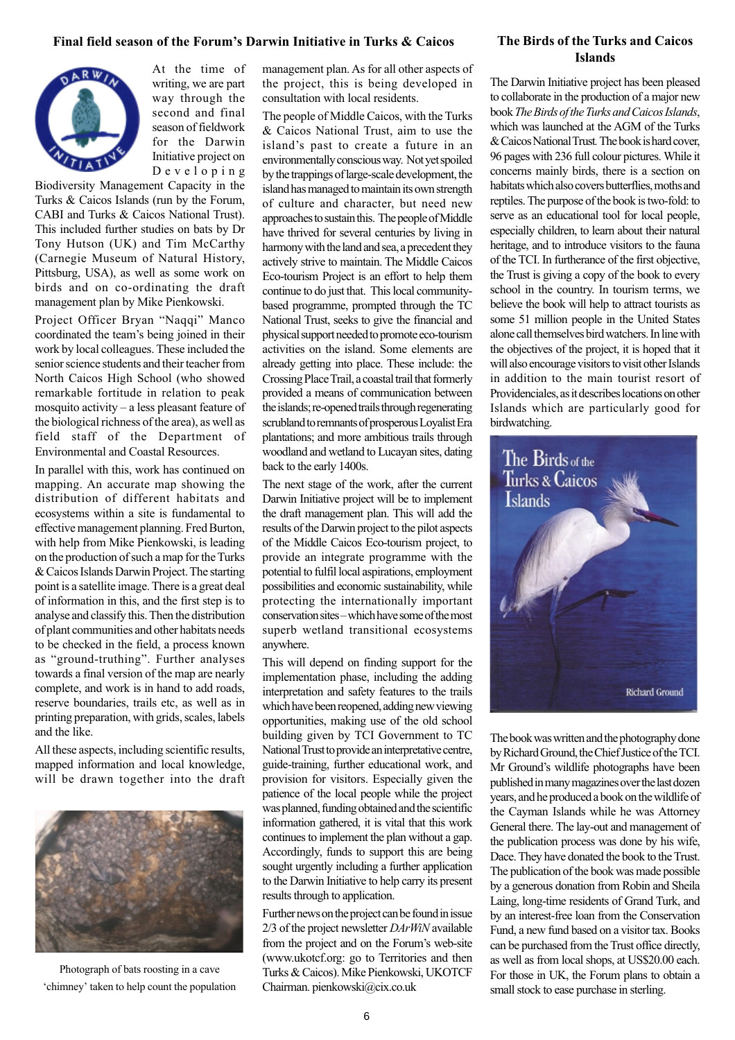## Final field season of the Forum's Darwin Initiative in Turks & Caicos

At the time of writing, we are part way through the second and final season of fieldwork for the Darwin Initiative project on Developing Biodiversity Management Capacity in the Turks & Caicos Islands (run by the Forum, CABI and Turks & Caicos National Trust). This included further studies on bats by Dr Tony Hutson (UK) and Tim McCarthy (Carnegie Museum of Natural History, Pittsburg, USA), as well as some work on birds and on co-ordinating the draft management plan by Mike Pienkowski.

Project Officer Bryan "Naqqi" Manco coordinated the team's being joined in their work by local colleagues. These included the senior science students and their teacher from North Caicos High School (who showed remarkable fortitude in relation to peak mosquito activity – a less pleasant feature of the biological richness of the area), as well as field staff of the Department of Environmental and Coastal Resources.

In parallel with this, work has continued on mapping. An accurate map showing the distribution of different habitats and ecosystems within a site is fundamental to effective management planning. Fred Burton, with help from Mike Pienkowski, is leading on the production of such a map for the Turks & Caicos Islands Darwin Project. The starting point is a satellite image. There is a great deal of information in this, and the first step is to analyse and classify this. Then the distribution of plant communities and other habitats needs to be checked in the field, a process known as "ground-truthing". Further analyses towards a final version of the map are nearly complete, and work is in hand to add roads, reserve boundaries, trails etc, as well as in printing preparation, with grids, scales, labels and the like.

All these aspects, including scientific results, mapped information and local knowledge, will be drawn together into the draft management plan. As for all other aspects of the project, this is being developed in consultation with local residents.

Photograph of bats roosting in a cave 'chimney' taken to help count the population

The people of Middle Caicos, with the Turks & Caicos National Trust, aim to use the island's past to create a future in an environmentally conscious way. Not yet spoiled by the trappings of large-scale development, the island has managed to maintain its own strength of culture and character, but need new approaches to sustain this. The people of Middle have thrived for several centuries by living in harmony with the land and sea, a precedent they actively strive to maintain. The Middle Caicos Eco-tourism Project is an effort to help them continue to do just that. This local community-based programme, prompted through the TC National Trust, seeks to give the financial and physical support needed to promote eco-tourism activities on the island. Some elements are already getting into place. These include: the Crossing Place Trail, a coastal trail that formerly provided a means of communication between the islands; re-opened trails through regenerating scrubland to remnants of prosperous Loyalist Era plantations; and more ambitious trails through woodland and wetland to Lucayan sites, dating back to the early 1400s.

The next stage of the work, after the current Darwin Initiative project will be to implement the draft management plan. This will add the results of the Darwin project to the pilot aspects of the Middle Caicos Eco-tourism project, to provide an integrate programme with the potential to fulfil local aspirations, employment possibilities and economic sustainability, while protecting the internationally important conservation sites – which have some of the most superb wetland transitional ecosystems anywhere.

This will depend on finding support for the implementation phase, including the adding interpretation and safety features to the trails which have been reopened, adding new viewing opportunities, making use of the old school building given by TCI Government to TC National Trust to provide an interpretative centre, guide-training, further educational work, and provision for visitors. Especially given the patience of the local people while the project was planned, funding obtained and the scientific information gathered, it is vital that this work continues to implement the plan without a gap. Accordingly, funds to support this are being sought urgently including a further application to the Darwin Initiative to help carry its present results through to application.

Further news on the project can be found in issue 2/3 of the project newsletter *DArWiN* available from the project and on the Forum's web-site (www.ukotcf.org: go to Territories and then Turks & Caicos). Mike Pienkowski, UKOTCF Chairman. pienkowski@cix.co.uk

## The Birds of the Turks and Caicos Islands

The Darwin Initiative project has been pleased to collaborate in the production of a major new book *The Birds of the Turks and Caicos Islands*, which was launched at the AGM of the Turks & Caicos National Trust. The book is hard cover, 96 pages with 236 full colour pictures. While it concerns mainly birds, there is a section on habitats which also covers butterflies, moths and reptiles. The purpose of the book is two-fold: to serve as an educational tool for local people, especially children, to learn about their natural heritage, and to introduce visitors to the fauna of the TCI. In furtherance of the first objective, the Trust is giving a copy of the book to every school in the country. In tourism terms, we believe the book will help to attract tourists as some 51 million people in the United States alone call themselves bird watchers. In line with the objectives of the project, it is hoped that it will also encourage visitors to visit other Islands in addition to the main tourist resort of Providenciales, as it describes locations on other Islands which are particularly good for birdwatching.

The book was written and the photography done by Richard Ground, the Chief Justice of the TCI. Mr Ground's wildlife photographs have been published in many magazines over the last dozen years, and he produced a book on the wildlife of the Cayman Islands while he was Attorney General there. The lay-out and management of the publication process was done by his wife, Dace. They have donated the book to the Trust. The publication of the book was made possible by a generous donation from Robin and Sheila Laing, long-time residents of Grand Turk, and by an interest-free loan from the Conservation Fund, a new fund based on a visitor tax. Books can be purchased from the Trust office directly, as well as from local shops, at US$20.00 each. For those in UK, the Forum plans to obtain a small stock to ease purchase in sterling.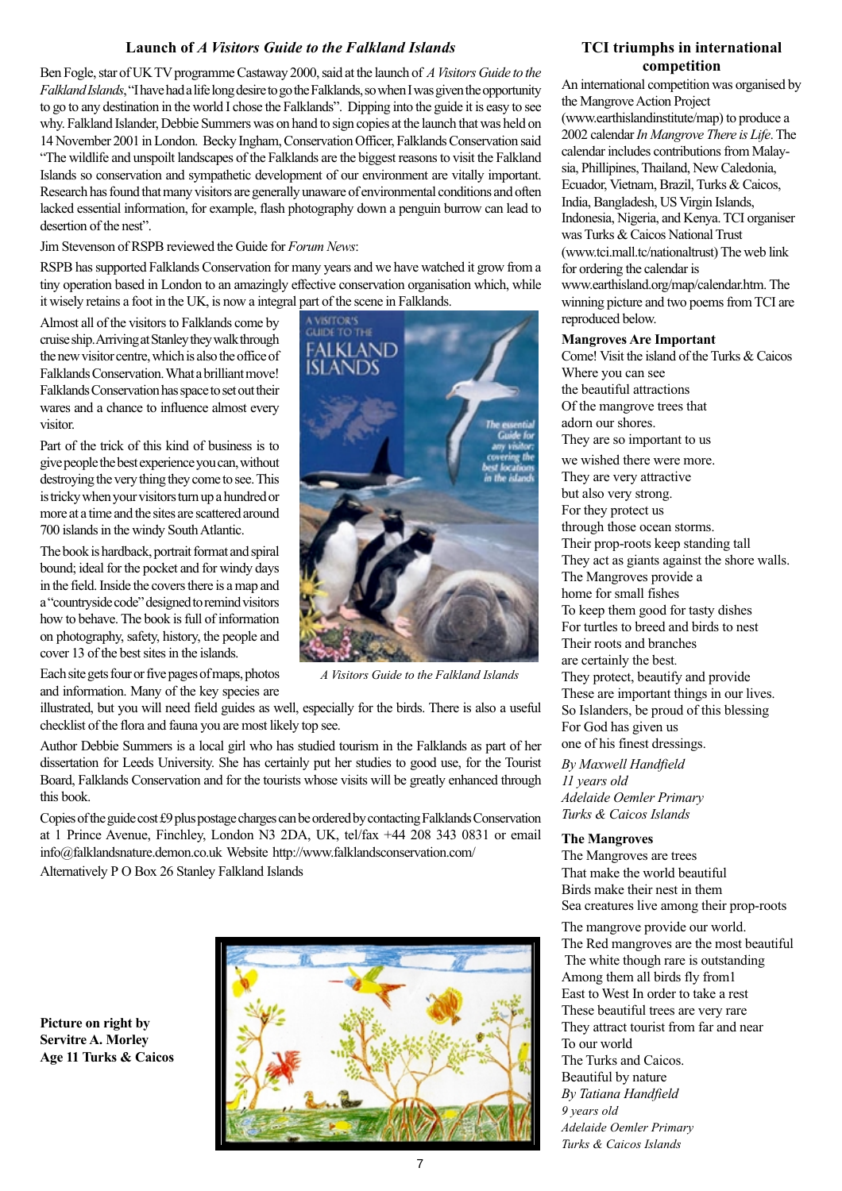## Launch of *A Visitors Guide to the Falkland Islands*

Ben Fogle, star of UK TV programme Castaway 2000, said at the launch of *A Visitors Guide to the Falkland Islands*, "I have had a life long desire to go the Falklands, so when I was given the opportunity to go to any destination in the world I chose the Falklands". Dipping into the guide it is easy to see why. Falkland Islander, Debbie Summers was on hand to sign copies at the launch that was held on 14 November 2001 in London. Becky Ingham, Conservation Officer, Falklands Conservation said "The wildlife and unspoilt landscapes of the Falklands are the biggest reasons to visit the Falkland Islands so conservation and sympathetic development of our environment are vitally important. Research has found that many visitors are generally unaware of environmental conditions and often lacked essential information, for example, flash photography down a penguin burrow can lead to desertion of the nest".

Jim Stevenson of RSPB reviewed the Guide for *Forum News*:

RSPB has supported Falklands Conservation for many years and we have watched it grow from a tiny operation based in London to an amazingly effective conservation organisation which, while it wisely retains a foot in the UK, is now a integral part of the scene in Falklands.

Almost all of the visitors to Falklands come by cruise ship. Arriving at Stanley they walk through the new visitor centre, which is also the office of Falklands Conservation. What a brilliant move! Falklands Conservation has space to set out their wares and a chance to influence almost every visitor.

Part of the trick of this kind of business is to give people the best experience you can, without destroying the very thing they come to see. This is tricky when your visitors turn up a hundred or more at a time and the sites are scattered around 700 islands in the windy South Atlantic.

The book is hardback, portrait format and spiral bound; ideal for the pocket and for windy days in the field. Inside the covers there is a map and a "countryside code" designed to remind visitors how to behave. The book is full of information on photography, safety, history, the people and cover 13 of the best sites in the islands.

*A Visitors Guide to the Falkland Islands*

Each site gets four or five pages of maps, photos and information. Many of the key species are illustrated, but you will need field guides as well, especially for the birds. There is also a useful checklist of the flora and fauna you are most likely top see.

Author Debbie Summers is a local girl who has studied tourism in the Falklands as part of her dissertation for Leeds University. She has certainly put her studies to good use, for the Tourist Board, Falklands Conservation and for the tourists whose visits will be greatly enhanced through this book.

Copies of the guide cost £9 plus postage charges can be ordered by contacting Falklands Conservation at 1 Prince Avenue, Finchley, London N3 2DA, UK, tel/fax +44 208 343 0831 or email info@falklandsnature.demon.co.uk Website http://www.falklandsconservation.com/

Alternatively P O Box 26 Stanley Falkland Islands

**Picture on right by Servitre A. Morley Age 11 Turks & Caicos**

## TCI triumphs in international competition

An international competition was organised by the Mangrove Action Project (www.earthislandinstitute/map) to produce a 2002 calendar *In Mangrove There is Life*. The calendar includes contributions from Malaysia, Phillipines, Thailand, New Caledonia, Ecuador, Vietnam, Brazil, Turks & Caicos, India, Bangladesh, US Virgin Islands, Indonesia, Nigeria, and Kenya. TCI organiser was Turks & Caicos National Trust (www.tci.mall.tc/nationaltrust) The web link for ordering the calendar is www.earthisland.org/map/calendar.htm. The winning picture and two poems from TCI are reproduced below.

### Mangroves Are Important

Come! Visit the island of the Turks & Caicos  
Where you can see  
the beautiful attractions  
Of the mangrove trees that  
adorn our shores.  
They are so important to us  
we wished there were more.  
They are very attractive  
but also very strong.  
For they protect us  
through those ocean storms.  
Their prop-roots keep standing tall  
They act as giants against the shore walls.  
The Mangroves provide a  
home for small fishes  
To keep them good for tasty dishes  
For turtles to breed and birds to nest  
Their roots and branches  
are certainly the best.  
They protect, beautify and provide  
These are important things in our lives.  
So Islanders, be proud of this blessing  
For God has given us  
one of his finest dressings.

*By Maxwell Handfield*  
*11 years old*  
*Adelaide Oemler Primary*  
*Turks & Caicos Islands*

### The Mangroves

The Mangroves are trees  
That make the world beautiful  
Birds make their nest in them  
Sea creatures live among their prop-roots  
The mangrove provide our world.  
The Red mangroves are the most beautiful  
The white though rare is outstanding  
Among them all birds fly from1  
East to West In order to take a rest  
These beautiful trees are very rare  
They attract tourist from far and near  
To our world  
The Turks and Caicos.  
Beautiful by nature

*By Tatiana Handfield*  
*9 years old*  
*Adelaide Oemler Primary*  
*Turks & Caicos Islands*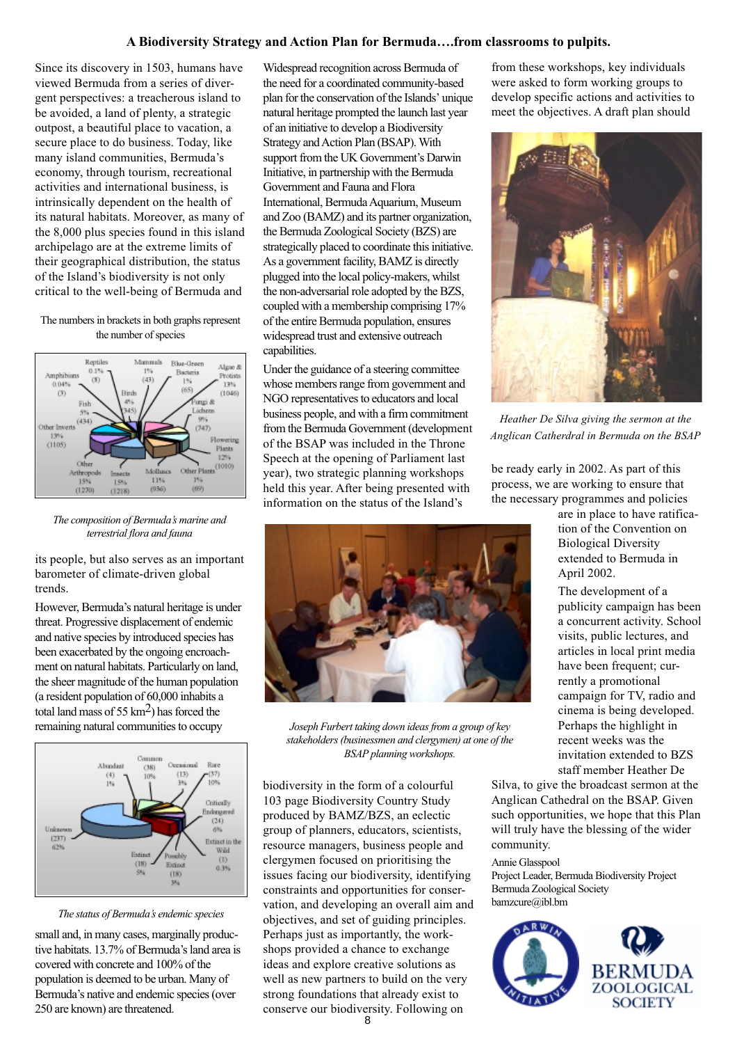# A Biodiversity Strategy and Action Plan for Bermuda….from classrooms to pulpits.

Since its discovery in 1503, humans have viewed Bermuda from a series of divergent perspectives: a treacherous island to be avoided, a land of plenty, a strategic outpost, a beautiful place to vacation, a secure place to do business. Today, like many island communities, Bermuda's economy, through tourism, recreational activities and international business, is intrinsically dependent on the health of its natural habitats. Moreover, as many of the 8,000 plus species found in this island archipelago are at the extreme limits of their geographical distribution, the status of the Island's biodiversity is not only critical to the well-being of Bermuda and its people, but also serves as an important barometer of climate-driven global trends.

The numbers in brackets in both graphs represent the number of species

*The composition of Bermuda's marine and terrestrial flora and fauna*

However, Bermuda's natural heritage is under threat. Progressive displacement of endemic and native species by introduced species has been exacerbated by the ongoing encroachment on natural habitats. Particularly on land, the sheer magnitude of the human population (a resident population of 60,000 inhabits a total land mass of 55 km$^2$) has forced the remaining natural communities to occupy small and, in many cases, marginally productive habitats. 13.7% of Bermuda's land area is covered with concrete and 100% of the population is deemed to be urban. Many of Bermuda's native and endemic species (over 250 are known) are threatened.

*The status of Bermuda's endemic species*

Widespread recognition across Bermuda of the need for a coordinated community-based plan for the conservation of the Islands' unique natural heritage prompted the launch last year of an initiative to develop a Biodiversity Strategy and Action Plan (BSAP). With support from the UK Government's Darwin Initiative, in partnership with the Bermuda Government and Fauna and Flora International, Bermuda Aquarium, Museum and Zoo (BAMZ) and its partner organization, the Bermuda Zoological Society (BZS) are strategically placed to coordinate this initiative. As a government facility, BAMZ is directly plugged into the local policy-makers, whilst the non-adversarial role adopted by the BZS, coupled with a membership comprising 17% of the entire Bermuda population, ensures widespread trust and extensive outreach capabilities.

Under the guidance of a steering committee whose members range from government and NGO representatives to educators and local business people, and with a firm commitment from the Bermuda Government (development of the BSAP was included in the Throne Speech at the opening of Parliament last year), two strategic planning workshops held this year. After being presented with information on the status of the Island's biodiversity in the form of a colourful 103 page Biodiversity Country Study produced by BAMZ/BZS, an eclectic group of planners, educators, scientists, resource managers, business people and clergymen focused on prioritising the issues facing our biodiversity, identifying constraints and opportunities for conservation, and developing an overall aim and objectives, and set of guiding principles. Perhaps just as importantly, the workshops provided a chance to exchange ideas and explore creative solutions as well as new partners to build on the very strong foundations that already exist to conserve our biodiversity. Following on from these workshops, key individuals were asked to form working groups to develop specific actions and activities to meet the objectives. A draft plan should be ready early in 2002. As part of this process, we are working to ensure that the necessary programmes and policies are in place to have ratification of the Convention on Biological Diversity extended to Bermuda in April 2002.

*Joseph Furbert taking down ideas from a group of key stakeholders (businessmen and clergymen) at one of the BSAP planning workshops.*

*Heather De Silva giving the sermon at the Anglican Catherdral in Bermuda on the BSAP*

The development of a publicity campaign has been a concurrent activity. School visits, public lectures, and articles in local print media have been frequent; currently a promotional campaign for TV, radio and cinema is being developed. Perhaps the highlight in recent weeks was the invitation extended to BZS staff member Heather De Silva, to give the broadcast sermon at the Anglican Cathedral on the BSAP. Given such opportunities, we hope that this Plan will truly have the blessing of the wider community.

Annie Glasspool
Project Leader, Bermuda Biodiversity Project
Bermuda Zoological Society
bamzcure@ibl.bm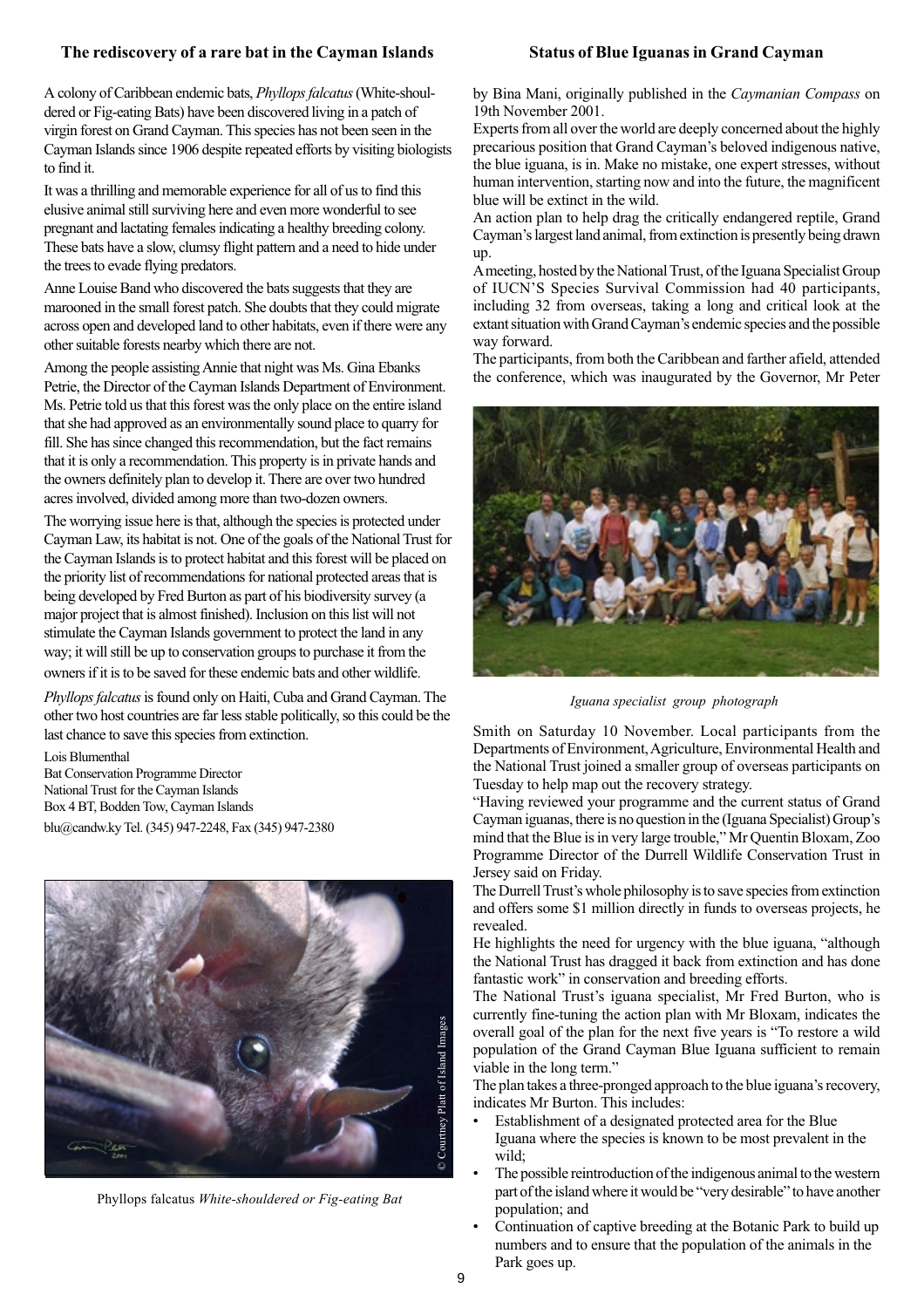## The rediscovery of a rare bat in the Cayman Islands

A colony of Caribbean endemic bats, *Phyllops falcatus* (White-shouldered or Fig-eating Bats) have been discovered living in a patch of virgin forest on Grand Cayman. This species has not been seen in the Cayman Islands since 1906 despite repeated efforts by visiting biologists to find it.

It was a thrilling and memorable experience for all of us to find this elusive animal still surviving here and even more wonderful to see pregnant and lactating females indicating a healthy breeding colony. These bats have a slow, clumsy flight pattern and a need to hide under the trees to evade flying predators.

Anne Louise Band who discovered the bats suggests that they are marooned in the small forest patch. She doubts that they could migrate across open and developed land to other habitats, even if there were any other suitable forests nearby which there are not.

Among the people assisting Annie that night was Ms. Gina Ebanks Petrie, the Director of the Cayman Islands Department of Environment. Ms. Petrie told us that this forest was the only place on the entire island that she had approved as an environmentally sound place to quarry for fill. She has since changed this recommendation, but the fact remains that it is only a recommendation. This property is in private hands and the owners definitely plan to develop it. There are over two hundred acres involved, divided among more than two-dozen owners.

The worrying issue here is that, although the species is protected under Cayman Law, its habitat is not. One of the goals of the National Trust for the Cayman Islands is to protect habitat and this forest will be placed on the priority list of recommendations for national protected areas that is being developed by Fred Burton as part of his biodiversity survey (a major project that is almost finished). Inclusion on this list will not stimulate the Cayman Islands government to protect the land in any way; it will still be up to conservation groups to purchase it from the owners if it is to be saved for these endemic bats and other wildlife.

*Phyllops falcatus* is found only on Haiti, Cuba and Grand Cayman. The other two host countries are far less stable politically, so this could be the last chance to save this species from extinction.

Lois Blumenthal
Bat Conservation Programme Director
National Trust for the Cayman Islands
Box 4 BT, Bodden Tow, Cayman Islands
blu@candw.ky Tel. (345) 947-2248, Fax (345) 947-2380

Phyllops falcatus *White-shouldered or Fig-eating Bat*

## Status of Blue Iguanas in Grand Cayman

by Bina Mani, originally published in the *Caymanian Compass* on 19th November 2001.

Experts from all over the world are deeply concerned about the highly precarious position that Grand Cayman's beloved indigenous native, the blue iguana, is in. Make no mistake, one expert stresses, without human intervention, starting now and into the future, the magnificent blue will be extinct in the wild.

An action plan to help drag the critically endangered reptile, Grand Cayman's largest land animal, from extinction is presently being drawn up.

A meeting, hosted by the National Trust, of the Iguana Specialist Group of IUCN'S Species Survival Commission had 40 participants, including 32 from overseas, taking a long and critical look at the extant situation with Grand Cayman's endemic species and the possible way forward.

The participants, from both the Caribbean and farther afield, attended the conference, which was inaugurated by the Governor, Mr Peter Smith on Saturday 10 November. Local participants from the Departments of Environment, Agriculture, Environmental Health and the National Trust joined a smaller group of overseas participants on Tuesday to help map out the recovery strategy.

*Iguana specialist group photograph*

"Having reviewed your programme and the current status of Grand Cayman iguanas, there is no question in the (Iguana Specialist) Group's mind that the Blue is in very large trouble," Mr Quentin Bloxam, Zoo Programme Director of the Durrell Wildlife Conservation Trust in Jersey said on Friday.

The Durrell Trust's whole philosophy is to save species from extinction and offers some $1 million directly in funds to overseas projects, he revealed.

He highlights the need for urgency with the blue iguana, "although the National Trust has dragged it back from extinction and has done fantastic work" in conservation and breeding efforts.

The National Trust's iguana specialist, Mr Fred Burton, who is currently fine-tuning the action plan with Mr Bloxam, indicates the overall goal of the plan for the next five years is "To restore a wild population of the Grand Cayman Blue Iguana sufficient to remain viable in the long term."

The plan takes a three-pronged approach to the blue iguana's recovery, indicates Mr Burton. This includes:

- Establishment of a designated protected area for the Blue Iguana where the species is known to be most prevalent in the wild;
- The possible reintroduction of the indigenous animal to the western part of the island where it would be "very desirable" to have another population; and
- Continuation of captive breeding at the Botanic Park to build up numbers and to ensure that the population of the animals in the Park goes up.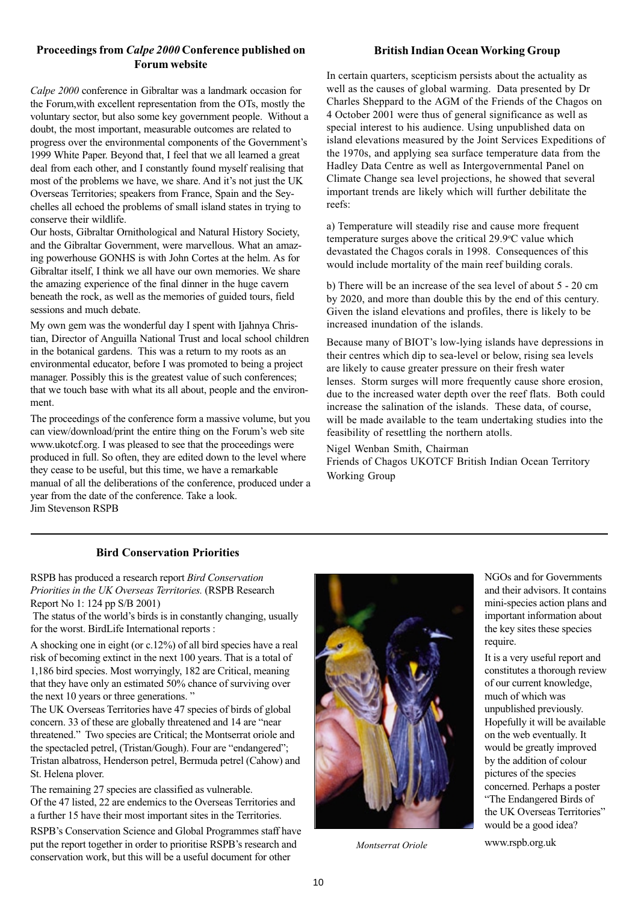## Proceedings from *Calpe 2000* Conference published on Forum website

*Calpe 2000* conference in Gibraltar was a landmark occasion for the Forum,with excellent representation from the OTs, mostly the voluntary sector, but also some key government people. Without a doubt, the most important, measurable outcomes are related to progress over the environmental components of the Government's 1999 White Paper. Beyond that, I feel that we all learned a great deal from each other, and I constantly found myself realising that most of the problems we have, we share. And it's not just the UK Overseas Territories; speakers from France, Spain and the Seychelles all echoed the problems of small island states in trying to conserve their wildlife.

Our hosts, Gibraltar Ornithological and Natural History Society, and the Gibraltar Government, were marvellous. What an amazing powerhouse GONHS is with John Cortes at the helm. As for Gibraltar itself, I think we all have our own memories. We share the amazing experience of the final dinner in the huge cavern beneath the rock, as well as the memories of guided tours, field sessions and much debate.

My own gem was the wonderful day I spent with Ijahnya Christian, Director of Anguilla National Trust and local school children in the botanical gardens. This was a return to my roots as an environmental educator, before I was promoted to being a project manager. Possibly this is the greatest value of such conferences; that we touch base with what its all about, people and the environment.

The proceedings of the conference form a massive volume, but you can view/download/print the entire thing on the Forum's web site www.ukotcf.org. I was pleased to see that the proceedings were produced in full. So often, they are edited down to the level where they cease to be useful, but this time, we have a remarkable manual of all the deliberations of the conference, produced under a year from the date of the conference. Take a look.

Jim Stevenson RSPB

## British Indian Ocean Working Group

In certain quarters, scepticism persists about the actuality as well as the causes of global warming. Data presented by Dr Charles Sheppard to the AGM of the Friends of the Chagos on 4 October 2001 were thus of general significance as well as special interest to his audience. Using unpublished data on island elevations measured by the Joint Services Expeditions of the 1970s, and applying sea surface temperature data from the Hadley Data Centre as well as Intergovernmental Panel on Climate Change sea level projections, he showed that several important trends are likely which will further debilitate the reefs:

a) Temperature will steadily rise and cause more frequent temperature surges above the critical 29.9°C value which devastated the Chagos corals in 1998. Consequences of this would include mortality of the main reef building corals.

b) There will be an increase of the sea level of about 5 - 20 cm by 2020, and more than double this by the end of this century. Given the island elevations and profiles, there is likely to be increased inundation of the islands.

Because many of BIOT's low-lying islands have depressions in their centres which dip to sea-level or below, rising sea levels are likely to cause greater pressure on their fresh water lenses. Storm surges will more frequently cause shore erosion, due to the increased water depth over the reef flats. Both could increase the salination of the islands. These data, of course, will be made available to the team undertaking studies into the feasibility of resettling the northern atolls.

Nigel Wenban Smith, Chairman
Friends of Chagos UKOTCF British Indian Ocean Territory Working Group

## Bird Conservation Priorities

RSPB has produced a research report *Bird Conservation Priorities in the UK Overseas Territories.* (RSPB Research Report No 1: 124 pp S/B 2001)

The status of the world's birds is in constantly changing, usually for the worst. BirdLife International reports :

A shocking one in eight (or c.12%) of all bird species have a real risk of becoming extinct in the next 100 years. That is a total of 1,186 bird species. Most worryingly, 182 are Critical, meaning that they have only an estimated 50% chance of surviving over the next 10 years or three generations. "

The UK Overseas Territories have 47 species of birds of global concern. 33 of these are globally threatened and 14 are "near threatened." Two species are Critical; the Montserrat oriole and the spectacled petrel, (Tristan/Gough). Four are "endangered"; Tristan albatross, Henderson petrel, Bermuda petrel (Cahow) and St. Helena plover.

The remaining 27 species are classified as vulnerable.

Of the 47 listed, 22 are endemics to the Overseas Territories and a further 15 have their most important sites in the Territories.

RSPB's Conservation Science and Global Programmes staff have put the report together in order to prioritise RSPB's research and conservation work, but this will be a useful document for other NGOs and for Governments and their advisors. It contains mini-species action plans and important information about the key sites these species require.

*Montserrat Oriole*

It is a very useful report and constitutes a thorough review of our current knowledge, much of which was unpublished previously. Hopefully it will be available on the web eventually. It would be greatly improved by the addition of colour pictures of the species concerned. Perhaps a poster "The Endangered Birds of the UK Overseas Territories" would be a good idea?

www.rspb.org.uk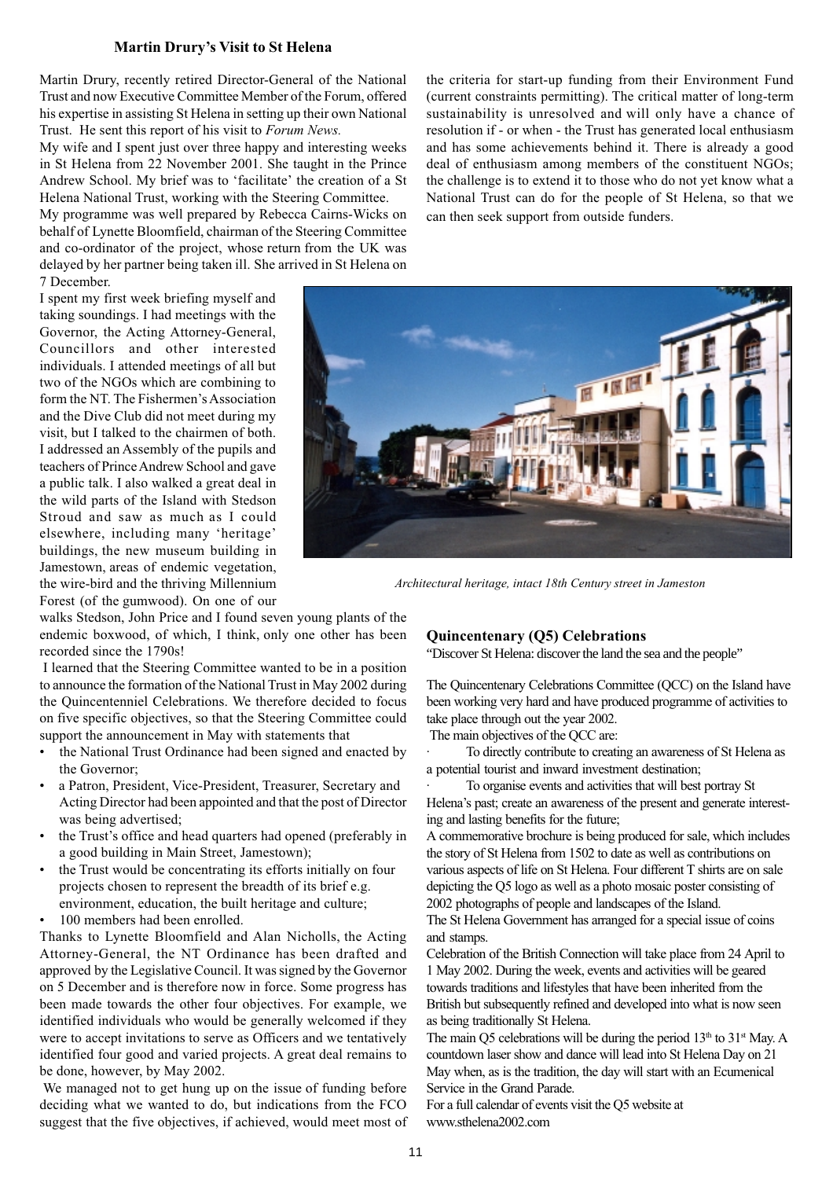### Martin Drury's Visit to St Helena

Martin Drury, recently retired Director-General of the National Trust and now Executive Committee Member of the Forum, offered his expertise in assisting St Helena in setting up their own National Trust. He sent this report of his visit to *Forum News.*

My wife and I spent just over three happy and interesting weeks in St Helena from 22 November 2001. She taught in the Prince Andrew School. My brief was to 'facilitate' the creation of a St Helena National Trust, working with the Steering Committee.

My programme was well prepared by Rebecca Cairns-Wicks on behalf of Lynette Bloomfield, chairman of the Steering Committee and co-ordinator of the project, whose return from the UK was delayed by her partner being taken ill. She arrived in St Helena on 7 December.

I spent my first week briefing myself and taking soundings. I had meetings with the Governor, the Acting Attorney-General, Councillors and other interested individuals. I attended meetings of all but two of the NGOs which are combining to form the NT. The Fishermen's Association and the Dive Club did not meet during my visit, but I talked to the chairmen of both. I addressed an Assembly of the pupils and teachers of Prince Andrew School and gave a public talk. I also walked a great deal in the wild parts of the Island with Stedson Stroud and saw as much as I could elsewhere, including many 'heritage' buildings, the new museum building in Jamestown, areas of endemic vegetation, the wire-bird and the thriving Millennium Forest (of the gumwood). On one of our walks Stedson, John Price and I found seven young plants of the endemic boxwood, of which, I think, only one other has been recorded since the 1790s!

I learned that the Steering Committee wanted to be in a position to announce the formation of the National Trust in May 2002 during the Quincentenniel Celebrations. We therefore decided to focus on five specific objectives, so that the Steering Committee could support the announcement in May with statements that

- the National Trust Ordinance had been signed and enacted by the Governor;
- a Patron, President, Vice-President, Treasurer, Secretary and Acting Director had been appointed and that the post of Director was being advertised;
- the Trust's office and head quarters had opened (preferably in a good building in Main Street, Jamestown);
- the Trust would be concentrating its efforts initially on four projects chosen to represent the breadth of its brief e.g. environment, education, the built heritage and culture;
- 100 members had been enrolled.

Thanks to Lynette Bloomfield and Alan Nicholls, the Acting Attorney-General, the NT Ordinance has been drafted and approved by the Legislative Council. It was signed by the Governor on 5 December and is therefore now in force. Some progress has been made towards the other four objectives. For example, we identified individuals who would be generally welcomed if they were to accept invitations to serve as Officers and we tentatively identified four good and varied projects. A great deal remains to be done, however, by May 2002.

We managed not to get hung up on the issue of funding before deciding what we wanted to do, but indications from the FCO suggest that the five objectives, if achieved, would meet most of the criteria for start-up funding from their Environment Fund (current constraints permitting). The critical matter of long-term sustainability is unresolved and will only have a chance of resolution if - or when - the Trust has generated local enthusiasm and has some achievements behind it. There is already a good deal of enthusiasm among members of the constituent NGOs; the challenge is to extend it to those who do not yet know what a National Trust can do for the people of St Helena, so that we can then seek support from outside funders.

*Architectural heritage, intact 18th Century street in Jameston*

### Quincentenary (Q5) Celebrations

"Discover St Helena: discover the land the sea and the people"

The Quincentenary Celebrations Committee (QCC) on the Island have been working very hard and have produced programme of activities to take place through out the year 2002.

The main objectives of the QCC are:

- To directly contribute to creating an awareness of St Helena as a potential tourist and inward investment destination;
- To organise events and activities that will best portray St Helena's past; create an awareness of the present and generate interesting and lasting benefits for the future;

A commemorative brochure is being produced for sale, which includes the story of St Helena from 1502 to date as well as contributions on various aspects of life on St Helena. Four different T shirts are on sale depicting the Q5 logo as well as a photo mosaic poster consisting of 2002 photographs of people and landscapes of the Island.

The St Helena Government has arranged for a special issue of coins and stamps.

Celebration of the British Connection will take place from 24 April to 1 May 2002. During the week, events and activities will be geared towards traditions and lifestyles that have been inherited from the British but subsequently refined and developed into what is now seen as being traditionally St Helena.

The main Q5 celebrations will be during the period 13th to 31st May. A countdown laser show and dance will lead into St Helena Day on 21 May when, as is the tradition, the day will start with an Ecumenical Service in the Grand Parade.

For a full calendar of events visit the Q5 website at www.sthelena2002.com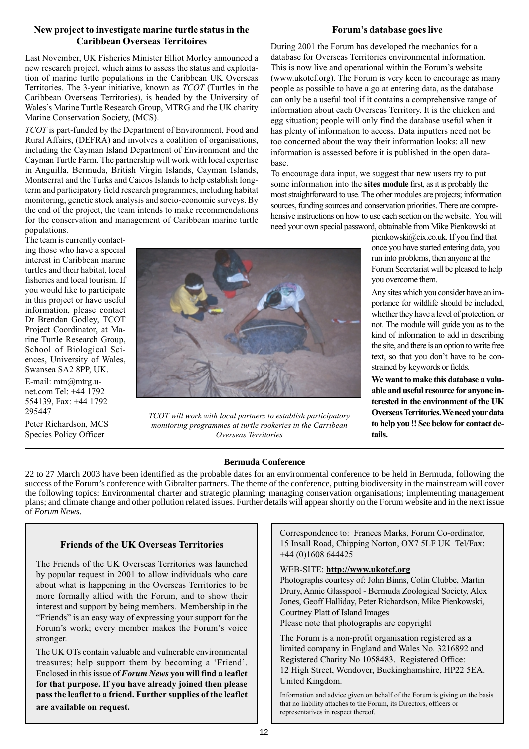### New project to investigate marine turtle status in the Caribbean Overseas Territoires

Last November, UK Fisheries Minister Elliot Morley announced a new research project, which aims to assess the status and exploitation of marine turtle populations in the Caribbean UK Overseas Territories. The 3-year initiative, known as *TCOT* (Turtles in the Caribbean Overseas Territories), is headed by the University of Wales's Marine Turtle Research Group, MTRG and the UK charity Marine Conservation Society, (MCS).

*TCOT* is part-funded by the Department of Environment, Food and Rural Affairs, (DEFRA) and involves a coalition of organisations, including the Cayman Island Department of Environment and the Cayman Turtle Farm. The partnership will work with local expertise in Anguilla, Bermuda, British Virgin Islands, Cayman Islands, Montserrat and the Turks and Caicos Islands to help establish long-term and participatory field research programmes, including habitat monitoring, genetic stock analysis and socio-economic surveys. By the end of the project, the team intends to make recommendations for the conservation and management of Caribbean marine turtle populations.

The team is currently contacting those who have a special interest in Caribbean marine turtles and their habitat, local fisheries and local tourism. If you would like to participate in this project or have useful information, please contact Dr Brendan Godley, TCOT Project Coordinator, at Marine Turtle Research Group, School of Biological Sciences, University of Wales, Swansea SA2 8PP, UK.

E-mail: mtn@mtrg.u-net.com Tel: +44 1792 554139, Fax: +44 1792 295447

Peter Richardson, MCS Species Policy Officer

*TCOT will work with local partners to establish participatory monitoring programmes at turtle rookeries in the Carribean Overseas Territories*

### Forum's database goes live

During 2001 the Forum has developed the mechanics for a database for Overseas Territories environmental information. This is now live and operational within the Forum's website (www.ukotcf.org). The Forum is very keen to encourage as many people as possible to have a go at entering data, as the database can only be a useful tool if it contains a comprehensive range of information about each Overseas Territory. It is the chicken and egg situation; people will only find the database useful when it has plenty of information to access. Data inputters need not be too concerned about the way their information looks: all new information is assessed before it is published in the open database.

To encourage data input, we suggest that new users try to put some information into the **sites module** first, as it is probably the most straightforward to use. The other modules are projects; information sources, funding sources and conservation priorities. There are comprehensive instructions on how to use each section on the website. You will need your own special password, obtainable from Mike Pienkowski at pienkowski@cix.co.uk. If you find that once you have started entering data, you run into problems, then anyone at the Forum Secretariat will be pleased to help you overcome them.

Any sites which you consider have an importance for wildlife should be included, whether they have a level of protection, or not. The module will guide you as to the kind of information to add in describing the site, and there is an option to write free text, so that you don't have to be constrained by keywords or fields.

**We want to make this database a valuable and useful resource for anyone interested in the environment of the UK Overseas Territories. We need your data to help you !! See below for contact details.**

### Bermuda Conference

22 to 27 March 2003 have been identified as the probable dates for an environmental conference to be held in Bermuda, following the success of the Forum's conference with Gibralter partners. The theme of the conference, putting biodiversity in the mainstream will cover the following topics: Environmental charter and strategic planning; managing conservation organisations; implementing management plans; and climate change and other pollution related issues. Further details will appear shortly on the Forum website and in the next issue of *Forum News.*

### Friends of the UK Overseas Territories

The Friends of the UK Overseas Territories was launched by popular request in 2001 to allow individuals who care about what is happening in the Overseas Territories to be more formally allied with the Forum, and to show their interest and support by being members. Membership in the "Friends" is an easy way of expressing your support for the Forum's work; every member makes the Forum's voice stronger.

The UK OTs contain valuable and vulnerable environmental treasures; help support them by becoming a 'Friend'. Enclosed in this issue of ***Forum News*** **you will find a leaflet for that purpose. If you have already joined then please pass the leaflet to a friend. Further supplies of the leaflet are available on request.**

Correspondence to: Frances Marks, Forum Co-ordinator, 15 Insall Road, Chipping Norton, OX7 5LF UK Tel/Fax: +44 (0)1608 644425

WEB-SITE: **http://www.ukotcf.org**

Photographs courtesy of: John Binns, Colin Clubbe, Martin Drury, Annie Glasspool - Bermuda Zoological Society, Alex Jones, Geoff Halliday, Peter Richardson, Mike Pienkowski, Courtney Platt of Island Images

Please note that photographs are copyright

The Forum is a non-profit organisation registered as a limited company in England and Wales No. 3216892 and Registered Charity No 1058483. Registered Office: 12 High Street, Wendover, Buckinghamshire, HP22 5EA. United Kingdom.

Information and advice given on behalf of the Forum is giving on the basis that no liability attaches to the Forum, its Directors, officers or representatives in respect thereof.